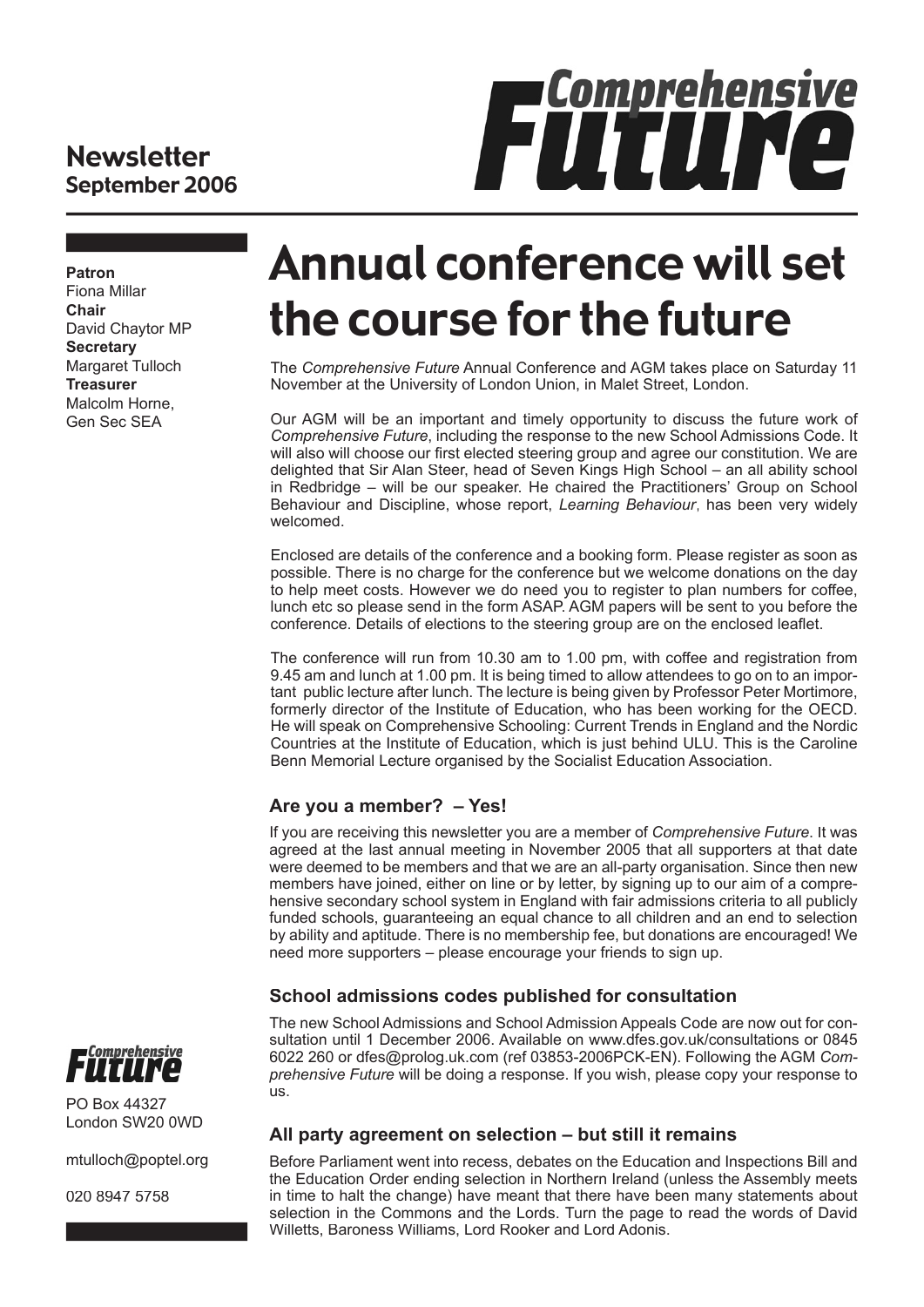**Newsletter**
**September 2006**

**Comprehensive Future**

**Patron**
Fiona Millar
**Chair**
David Chaytor MP
**Secretary**
Margaret Tulloch
**Treasurer**
Malcolm Horne,
Gen Sec SEA

# Annual conference will set the course for the future

The *Comprehensive Future* Annual Conference and AGM takes place on Saturday 11 November at the University of London Union, in Malet Street, London.

Our AGM will be an important and timely opportunity to discuss the future work of *Comprehensive Future*, including the response to the new School Admissions Code. It will also will choose our first elected steering group and agree our constitution. We are delighted that Sir Alan Steer, head of Seven Kings High School – an all ability school in Redbridge – will be our speaker. He chaired the Practitioners' Group on School Behaviour and Discipline, whose report, *Learning Behaviour*, has been very widely welcomed.

Enclosed are details of the conference and a booking form. Please register as soon as possible. There is no charge for the conference but we welcome donations on the day to help meet costs. However we do need you to register to plan numbers for coffee, lunch etc so please send in the form ASAP. AGM papers will be sent to you before the conference. Details of elections to the steering group are on the enclosed leaflet.

The conference will run from 10.30 am to 1.00 pm, with coffee and registration from 9.45 am and lunch at 1.00 pm. It is being timed to allow attendees to go on to an important public lecture after lunch. The lecture is being given by Professor Peter Mortimore, formerly director of the Institute of Education, who has been working for the OECD. He will speak on Comprehensive Schooling: Current Trends in England and the Nordic Countries at the Institute of Education, which is just behind ULU. This is the Caroline Benn Memorial Lecture organised by the Socialist Education Association.

### Are you a member? – Yes!

If you are receiving this newsletter you are a member of *Comprehensive Future*. It was agreed at the last annual meeting in November 2005 that all supporters at that date were deemed to be members and that we are an all-party organisation. Since then new members have joined, either on line or by letter, by signing up to our aim of a comprehensive secondary school system in England with fair admissions criteria to all publicly funded schools, guaranteeing an equal chance to all children and an end to selection by ability and aptitude. There is no membership fee, but donations are encouraged! We need more supporters – please encourage your friends to sign up.

### School admissions codes published for consultation

The new School Admissions and School Admission Appeals Code are now out for consultation until 1 December 2006. Available on www.dfes.gov.uk/consultations or 0845 6022 260 or dfes@prolog.uk.com (ref 03853-2006PCK-EN). Following the AGM *Comprehensive Future* will be doing a response. If you wish, please copy your response to us.

### All party agreement on selection – but still it remains

Before Parliament went into recess, debates on the Education and Inspections Bill and the Education Order ending selection in Northern Ireland (unless the Assembly meets in time to halt the change) have meant that there have been many statements about selection in the Commons and the Lords. Turn the page to read the words of David Willetts, Baroness Williams, Lord Rooker and Lord Adonis.

**Comprehensive Future**

PO Box 44327
London SW20 0WD

mtulloch@poptel.org

020 8947 5758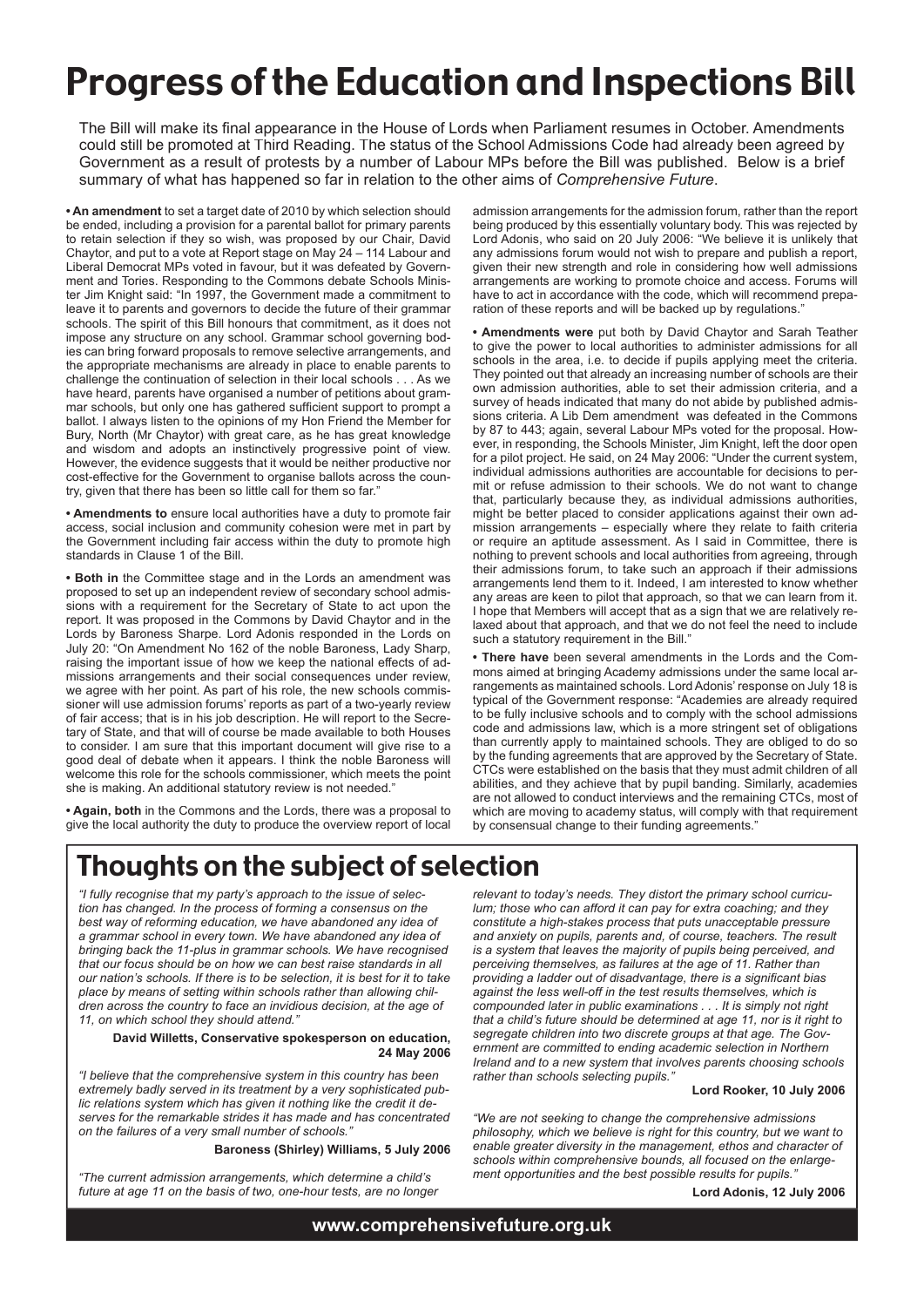# Progress of the Education and Inspections Bill

The Bill will make its final appearance in the House of Lords when Parliament resumes in October. Amendments could still be promoted at Third Reading. The status of the School Admissions Code had already been agreed by Government as a result of protests by a number of Labour MPs before the Bill was published. Below is a brief summary of what has happened so far in relation to the other aims of *Comprehensive Future*.

**• An amendment** to set a target date of 2010 by which selection should be ended, including a provision for primary parents to retain selection if they so wish, was proposed by our Chair, David Chaytor, and put to a vote at Report stage on May 24 – 114 Labour and Liberal Democrat MPs voted in favour, but it was defeated by Government and Tories. Responding to the Commons debate Schools Minister Jim Knight said: "In 1997, the Government made a commitment to leave it to parents and governors to decide the future of their grammar schools. The spirit of this Bill honours that commitment, as it does not impose any structure on any school. Grammar school governing bodies can bring forward proposals to remove selective arrangements, and the appropriate mechanisms are already in place to enable parents to challenge the continuation of selection in their local schools . . . As we have heard, parents have organised a number of petitions about grammar schools, but only one has gathered sufficient support to prompt a ballot. I always listen to the opinions of my Hon Friend the Member for Bury, North (Mr Chaytor) with great care, as he has great knowledge and wisdom and adopts an instinctively progressive point of view. However, the evidence suggests that it would be neither productive nor cost-effective for the Government to organise ballots across the country, given that there has been so little call for them so far."

**• Amendments to** ensure local authorities have a duty to promote fair access, social inclusion and community cohesion were met in part by the Government including fair access within the duty to promote high standards in Clause 1 of the Bill.

**• Both in** the Committee stage and in the Lords an amendment was proposed to set up an independent review of secondary school admissions with a requirement for the Secretary of State to act upon the report. It was proposed in the Commons by David Chaytor and in the Lords by Baroness Sharpe. Lord Adonis responded in the Lords on July 20: "On Amendment No 162 of the noble Baroness, Lady Sharp, raising the important issue of how we keep the national effects of admissions arrangements and their social consequences under review, we agree with her point. As part of his role, the new schools commissioner will use admission forums' reports as part of a two-yearly review of fair access; that is in his job description. He will report to the Secretary of State, and that will of course be made available to both Houses to consider. I am sure that this important document will give rise to a good deal of debate when it appears. I think the noble Baroness will welcome this role for the schools commissioner, which meets the point she is making. An additional statutory review is not needed."

**• Again, both** in the Commons and the Lords, there was a proposal to give the local authority the duty to produce the overview report of local admission arrangements for the admission forum, rather than the report being produced by this essentially voluntary body. This was rejected by Lord Adonis, who said on 20 July 2006: "We believe it is unlikely that any admissions forum would not wish to prepare and publish a report, given their new strength and role in considering how well admissions arrangements are working to promote choice and access. Forums will have to act in accordance with the code, which will recommend preparation of these reports and will be backed up by regulations."

**• Amendments were** put both by David Chaytor and Sarah Teather to give the power to local authorities to administer admissions for all schools in the area, i.e. to decide if pupils applying meet the criteria. They pointed out that already an increasing number of schools are their own admission authorities, able to set their admission criteria, and a survey of heads indicated that many do not abide by published admissions criteria. A Lib Dem amendment was defeated in the Commons by 87 to 443; again, several Labour MPs voted for the proposal. However, in responding, the Schools Minister, Jim Knight, left the door open for a pilot project. He said, on 24 May 2006: "Under the current system, individual admissions authorities are accountable for decisions to permit or refuse admission to their schools. We do not want to change that, particularly because they, as individual admissions authorities, might be better placed to consider applications against their own admission arrangements – especially where they relate to faith criteria or require an aptitude assessment. As I said in Committee, there is nothing to prevent schools and local authorities from agreeing, through their admissions forum, to take such an approach if their admissions arrangements lend them to it. Indeed, I am interested to know whether any areas are keen to pilot that approach, so that we can learn from it. I hope that Members will accept that as a sign that we are relatively relaxed about that approach, and that we do not feel the need to include such a statutory requirement in the Bill."

**• There have** been several amendments in the Lords and the Commons aimed at bringing Academy admissions under the same local arrangements as maintained schools. Lord Adonis' response on July 18 is typical of the Government response: "Academies are already required to be fully inclusive schools and to comply with the school admissions code and admissions law, which is a more stringent set of obligations than currently apply to maintained schools. They are obliged to do so by the funding agreements that are approved by the Secretary of State. CTCs were established on the basis that they must admit children of all abilities, and they achieve that by pupil banding. Similarly, academies are not allowed to conduct interviews and the remaining CTCs, most of which are moving to academy status, will comply with that requirement by consensual change to their funding agreements."

## Thoughts on the subject of selection

*"I fully recognise that my party's approach to the issue of selection has changed. In the process of forming a consensus on the best way of reforming education, we have abandoned any idea of a grammar school in every town. We have abandoned any idea of bringing back the 11-plus in grammar schools. We have recognised that our focus should be on how we can best raise standards in all our nation's schools. If there is to be selection, it is best for it to take place by means of setting within schools rather than allowing children across the country to face an invidious decision, at the age of 11, on which school they should attend."*

**David Willetts, Conservative spokesperson on education, 24 May 2006**

*"I believe that the comprehensive system in this country has been extremely badly served in its treatment by a very sophisticated public relations system which has given it nothing like the credit it deserves for the remarkable strides it has made and has concentrated on the failures of a very small number of schools."*

**Baroness (Shirley) Williams, 5 July 2006**

*"The current admission arrangements, which determine a child's future at age 11 on the basis of two, one-hour tests, are no longer relevant to today's needs. They distort the primary school curriculum; those who can afford it can pay for extra coaching; and they constitute a high-stakes process that puts unacceptable pressure and anxiety on pupils, parents and, of course, teachers. The result is a system that leaves the majority of pupils being perceived, and perceiving themselves, as failures at the age of 11. Rather than providing a ladder out of disadvantage, there is a significant bias against the less well-off in the test results themselves, which is compounded later in public examinations . . . It is simply not right that a child's future should be determined at age 11, nor is it right to segregate children into two discrete groups at that age. The Government are committed to ending academic selection in Northern Ireland and to a new system that involves parents choosing schools rather than schools selecting pupils."*

**Lord Rooker, 10 July 2006**

*"We are not seeking to change the comprehensive admissions philosophy, which we believe is right for this country, but we want to enable greater diversity in the management, ethos and character of schools within comprehensive bounds, all focused on the enlargement opportunities and the best possible results for pupils."*

**Lord Adonis, 12 July 2006**

**www.comprehensivefuture.org.uk**